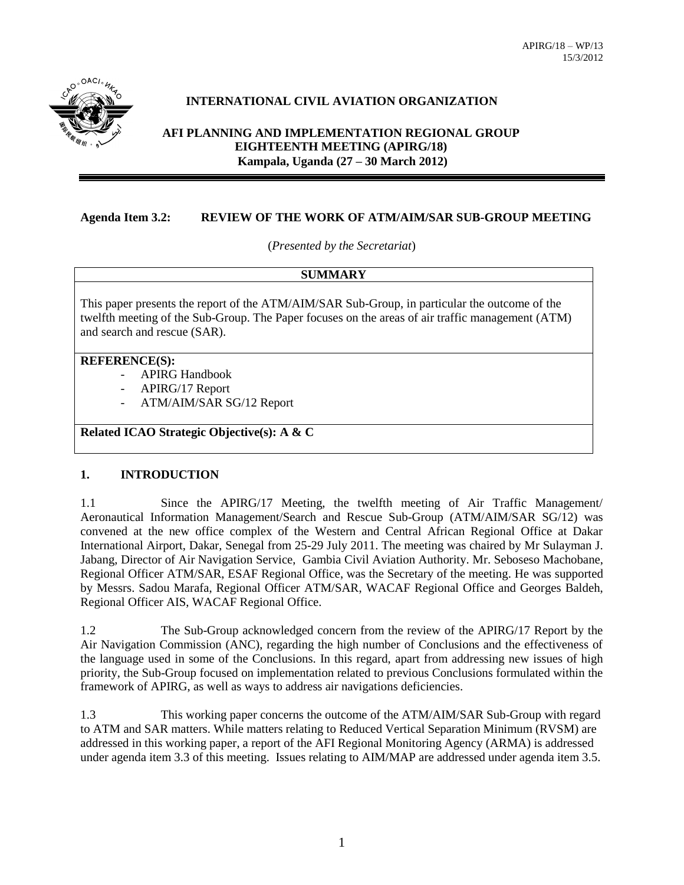APIRG/18 – WP/13
15/3/2012

**INTERNATIONAL CIVIL AVIATION ORGANIZATION**

**AFI PLANNING AND IMPLEMENTATION REGIONAL GROUP**
**EIGHTEENTH MEETING (APIRG/18)**
**Kampala, Uganda (27 – 30 March 2012)**

---

**Agenda Item 3.2: REVIEW OF THE WORK OF ATM/AIM/SAR SUB-GROUP MEETING**

(*Presented by the Secretariat*)

| **SUMMARY** |
|---|
| This paper presents the report of the ATM/AIM/SAR Sub-Group, in particular the outcome of the twelfth meeting of the Sub-Group. The Paper focuses on the areas of air traffic management (ATM) and search and rescue (SAR). |
| **REFERENCE(S):**<br>- APIRG Handbook<br>- APIRG/17 Report<br>- ATM/AIM/SAR SG/12 Report |
| **Related ICAO Strategic Objective(s): A & C** |

## 1. INTRODUCTION

1.1 Since the APIRG/17 Meeting, the twelfth meeting of Air Traffic Management/ Aeronautical Information Management/Search and Rescue Sub-Group (ATM/AIM/SAR SG/12) was convened at the new office complex of the Western and Central African Regional Office at Dakar International Airport, Dakar, Senegal from 25-29 July 2011. The meeting was chaired by Mr Sulayman J. Jabang, Director of Air Navigation Service, Gambia Civil Aviation Authority. Mr. Seboseso Machobane, Regional Officer ATM/SAR, ESAF Regional Office, was the Secretary of the meeting. He was supported by Messrs. Sadou Marafa, Regional Officer ATM/SAR, WACAF Regional Office and Georges Baldeh, Regional Officer AIS, WACAF Regional Office.

1.2 The Sub-Group acknowledged concern from the review of the APIRG/17 Report by the Air Navigation Commission (ANC), regarding the high number of Conclusions and the effectiveness of the language used in some of the Conclusions. In this regard, apart from addressing new issues of high priority, the Sub-Group focused on implementation related to previous Conclusions formulated within the framework of APIRG, as well as ways to address air navigations deficiencies.

1.3 This working paper concerns the outcome of the ATM/AIM/SAR Sub-Group with regard to ATM and SAR matters. While matters relating to Reduced Vertical Separation Minimum (RVSM) are addressed in this working paper, a report of the AFI Regional Monitoring Agency (ARMA) is addressed under agenda item 3.3 of this meeting. Issues relating to AIM/MAP are addressed under agenda item 3.5.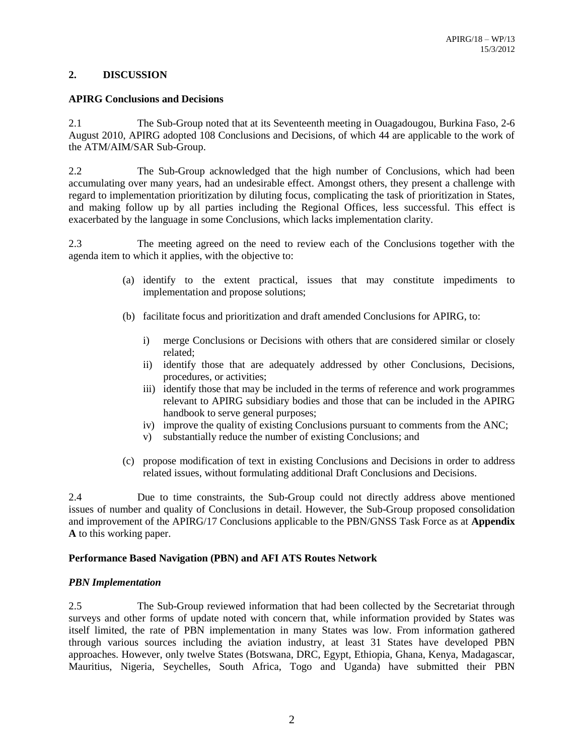## 2. DISCUSSION

**APIRG Conclusions and Decisions**

2.1 The Sub-Group noted that at its Seventeenth meeting in Ouagadougou, Burkina Faso, 2-6 August 2010, APIRG adopted 108 Conclusions and Decisions, of which 44 are applicable to the work of the ATM/AIM/SAR Sub-Group.

2.2 The Sub-Group acknowledged that the high number of Conclusions, which had been accumulating over many years, had an undesirable effect. Amongst others, they present a challenge with regard to implementation prioritization by diluting focus, complicating the task of prioritization in States, and making follow up by all parties including the Regional Offices, less successful. This effect is exacerbated by the language in some Conclusions, which lacks implementation clarity.

2.3 The meeting agreed on the need to review each of the Conclusions together with the agenda item to which it applies, with the objective to:

(a) identify to the extent practical, issues that may constitute impediments to implementation and propose solutions;

(b) facilitate focus and prioritization and draft amended Conclusions for APIRG, to:

i) merge Conclusions or Decisions with others that are considered similar or closely related;
ii) identify those that are adequately addressed by other Conclusions, Decisions, procedures, or activities;
iii) identify those that may be included in the terms of reference and work programmes relevant to APIRG subsidiary bodies and those that can be included in the APIRG handbook to serve general purposes;
iv) improve the quality of existing Conclusions pursuant to comments from the ANC;
v) substantially reduce the number of existing Conclusions; and

(c) propose modification of text in existing Conclusions and Decisions in order to address related issues, without formulating additional Draft Conclusions and Decisions.

2.4 Due to time constraints, the Sub-Group could not directly address above mentioned issues of number and quality of Conclusions in detail. However, the Sub-Group proposed consolidation and improvement of the APIRG/17 Conclusions applicable to the PBN/GNSS Task Force as at **Appendix A** to this working paper.

**Performance Based Navigation (PBN) and AFI ATS Routes Network**

***PBN Implementation***

2.5 The Sub-Group reviewed information that had been collected by the Secretariat through surveys and other forms of update noted with concern that, while information provided by States was itself limited, the rate of PBN implementation in many States was low. From information gathered through various sources including the aviation industry, at least 31 States have developed PBN approaches. However, only twelve States (Botswana, DRC, Egypt, Ethiopia, Ghana, Kenya, Madagascar, Mauritius, Nigeria, Seychelles, South Africa, Togo and Uganda) have submitted their PBN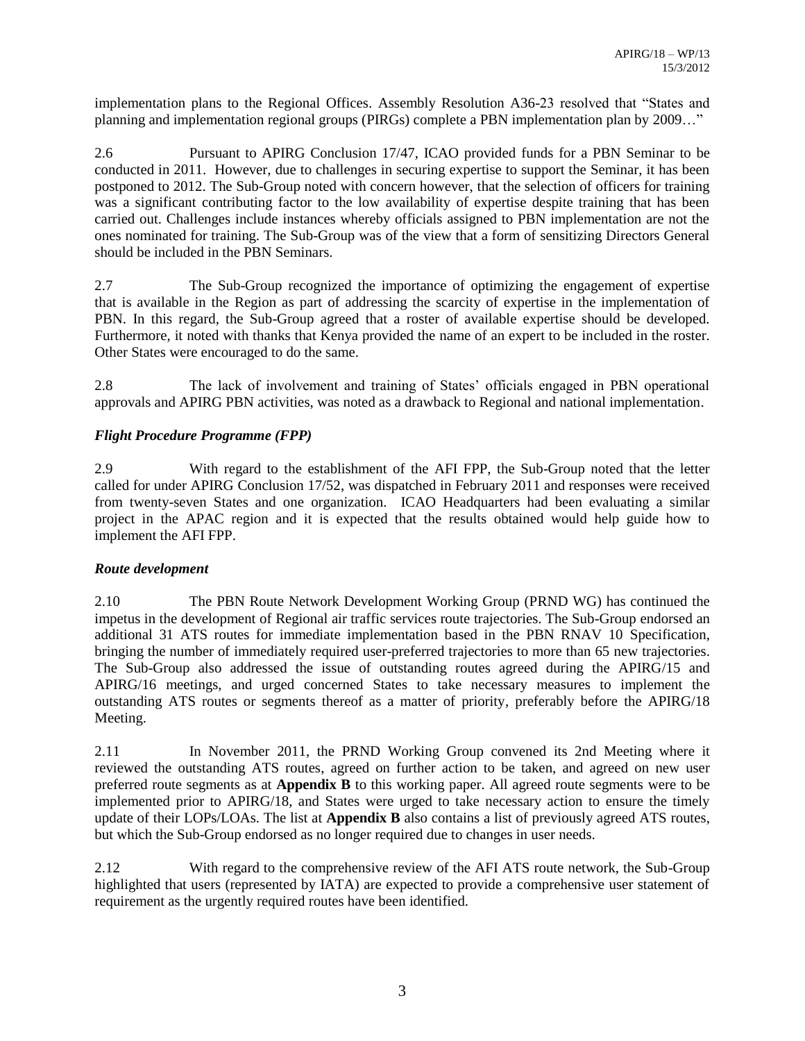implementation plans to the Regional Offices. Assembly Resolution A36-23 resolved that "States and planning and implementation regional groups (PIRGs) complete a PBN implementation plan by 2009…"

2.6 Pursuant to APIRG Conclusion 17/47, ICAO provided funds for a PBN Seminar to be conducted in 2011. However, due to challenges in securing expertise to support the Seminar, it has been postponed to 2012. The Sub-Group noted with concern however, that the selection of officers for training was a significant contributing factor to the low availability of expertise despite training that has been carried out. Challenges include instances whereby officials assigned to PBN implementation are not the ones nominated for training. The Sub-Group was of the view that a form of sensitizing Directors General should be included in the PBN Seminars.

2.7 The Sub-Group recognized the importance of optimizing the engagement of expertise that is available in the Region as part of addressing the scarcity of expertise in the implementation of PBN. In this regard, the Sub-Group agreed that a roster of available expertise should be developed. Furthermore, it noted with thanks that Kenya provided the name of an expert to be included in the roster. Other States were encouraged to do the same.

2.8 The lack of involvement and training of States' officials engaged in PBN operational approvals and APIRG PBN activities, was noted as a drawback to Regional and national implementation.

***Flight Procedure Programme (FPP)***

2.9 With regard to the establishment of the AFI FPP, the Sub-Group noted that the letter called for under APIRG Conclusion 17/52, was dispatched in February 2011 and responses were received from twenty-seven States and one organization. ICAO Headquarters had been evaluating a similar project in the APAC region and it is expected that the results obtained would help guide how to implement the AFI FPP.

***Route development***

2.10 The PBN Route Network Development Working Group (PRND WG) has continued the impetus in the development of Regional air traffic services route trajectories. The Sub-Group endorsed an additional 31 ATS routes for immediate implementation based in the PBN RNAV 10 Specification, bringing the number of immediately required user-preferred trajectories to more than 65 new trajectories. The Sub-Group also addressed the issue of outstanding routes agreed during the APIRG/15 and APIRG/16 meetings, and urged concerned States to take necessary measures to implement the outstanding ATS routes or segments thereof as a matter of priority, preferably before the APIRG/18 Meeting.

2.11 In November 2011, the PRND Working Group convened its 2nd Meeting where it reviewed the outstanding ATS routes, agreed on further action to be taken, and agreed on new user preferred route segments as at **Appendix B** to this working paper. All agreed route segments were to be implemented prior to APIRG/18, and States were urged to take necessary action to ensure the timely update of their LOPs/LOAs. The list at **Appendix B** also contains a list of previously agreed ATS routes, but which the Sub-Group endorsed as no longer required due to changes in user needs.

2.12 With regard to the comprehensive review of the AFI ATS route network, the Sub-Group highlighted that users (represented by IATA) are expected to provide a comprehensive user statement of requirement as the urgently required routes have been identified.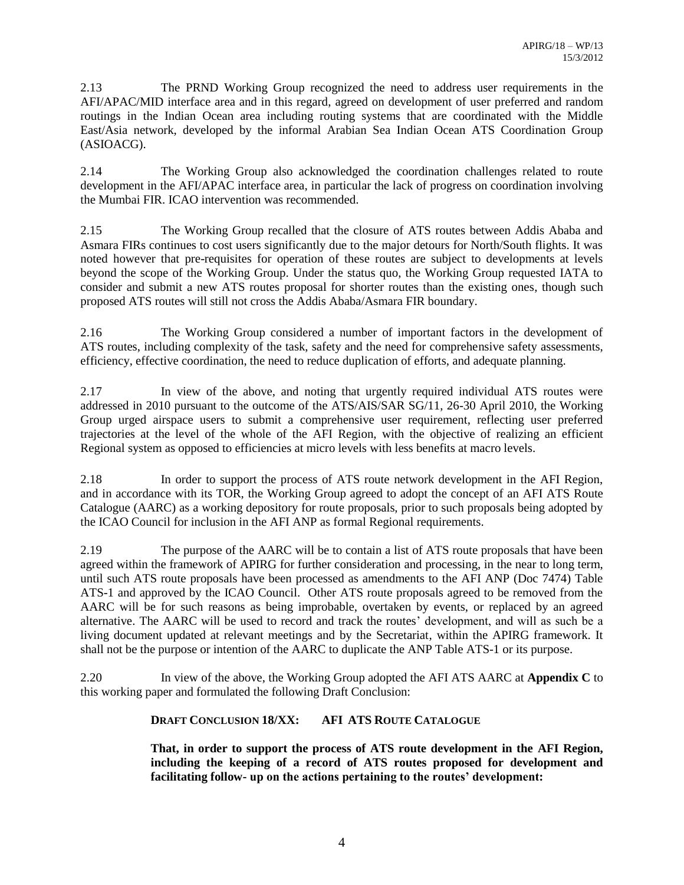2.13 The PRND Working Group recognized the need to address user requirements in the AFI/APAC/MID interface area and in this regard, agreed on development of user preferred and random routings in the Indian Ocean area including routing systems that are coordinated with the Middle East/Asia network, developed by the informal Arabian Sea Indian Ocean ATS Coordination Group (ASIOACG).

2.14 The Working Group also acknowledged the coordination challenges related to route development in the AFI/APAC interface area, in particular the lack of progress on coordination involving the Mumbai FIR. ICAO intervention was recommended.

2.15 The Working Group recalled that the closure of ATS routes between Addis Ababa and Asmara FIRs continues to cost users significantly due to the major detours for North/South flights. It was noted however that pre-requisites for operation of these routes are subject to developments at levels beyond the scope of the Working Group. Under the status quo, the Working Group requested IATA to consider and submit a new ATS routes proposal for shorter routes than the existing ones, though such proposed ATS routes will still not cross the Addis Ababa/Asmara FIR boundary.

2.16 The Working Group considered a number of important factors in the development of ATS routes, including complexity of the task, safety and the need for comprehensive safety assessments, efficiency, effective coordination, the need to reduce duplication of efforts, and adequate planning.

2.17 In view of the above, and noting that urgently required individual ATS routes were addressed in 2010 pursuant to the outcome of the ATS/AIS/SAR SG/11, 26-30 April 2010, the Working Group urged airspace users to submit a comprehensive user requirement, reflecting user preferred trajectories at the level of the whole of the AFI Region, with the objective of realizing an efficient Regional system as opposed to efficiencies at micro levels with less benefits at macro levels.

2.18 In order to support the process of ATS route network development in the AFI Region, and in accordance with its TOR, the Working Group agreed to adopt the concept of an AFI ATS Route Catalogue (AARC) as a working depository for route proposals, prior to such proposals being adopted by the ICAO Council for inclusion in the AFI ANP as formal Regional requirements.

2.19 The purpose of the AARC will be to contain a list of ATS route proposals that have been agreed within the framework of APIRG for further consideration and processing, in the near to long term, until such ATS route proposals have been processed as amendments to the AFI ANP (Doc 7474) Table ATS-1 and approved by the ICAO Council. Other ATS route proposals agreed to be removed from the AARC will be for such reasons as being improbable, overtaken by events, or replaced by an agreed alternative. The AARC will be used to record and track the routes' development, and will as such be a living document updated at relevant meetings and by the Secretariat, within the APIRG framework. It shall not be the purpose or intention of the AARC to duplicate the ANP Table ATS-1 or its purpose.

2.20 In view of the above, the Working Group adopted the AFI ATS AARC at **Appendix C** to this working paper and formulated the following Draft Conclusion:

**DRAFT CONCLUSION 18/XX: AFI ATS ROUTE CATALOGUE**

**That, in order to support the process of ATS route development in the AFI Region, including the keeping of a record of ATS routes proposed for development and facilitating follow- up on the actions pertaining to the routes' development:**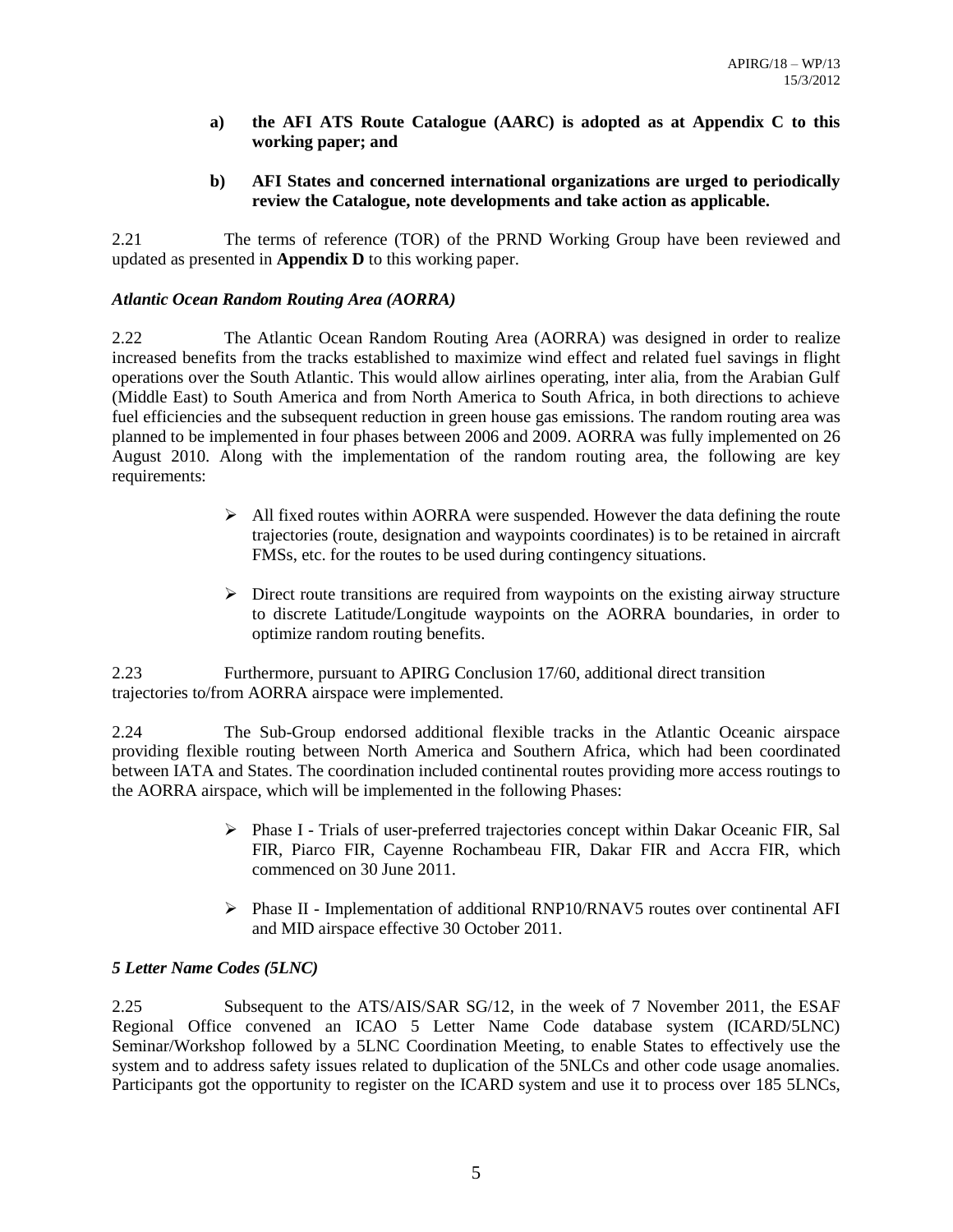**a) the AFI ATS Route Catalogue (AARC) is adopted as at Appendix C to this working paper; and**

**b) AFI States and concerned international organizations are urged to periodically review the Catalogue, note developments and take action as applicable.**

2.21 The terms of reference (TOR) of the PRND Working Group have been reviewed and updated as presented in **Appendix D** to this working paper.

### *Atlantic Ocean Random Routing Area (AORRA)*

2.22 The Atlantic Ocean Random Routing Area (AORRA) was designed in order to realize increased benefits from the tracks established to maximize wind effect and related fuel savings in flight operations over the South Atlantic. This would allow airlines operating, inter alia, from the Arabian Gulf (Middle East) to South America and from North America to South Africa, in both directions to achieve fuel efficiencies and the subsequent reduction in green house gas emissions. The random routing area was planned to be implemented in four phases between 2006 and 2009. AORRA was fully implemented on 26 August 2010. Along with the implementation of the random routing area, the following are key requirements:

- All fixed routes within AORRA were suspended. However the data defining the route trajectories (route, designation and waypoints coordinates) is to be retained in aircraft FMSs, etc. for the routes to be used during contingency situations.
- Direct route transitions are required from waypoints on the existing airway structure to discrete Latitude/Longitude waypoints on the AORRA boundaries, in order to optimize random routing benefits.

2.23 Furthermore, pursuant to APIRG Conclusion 17/60, additional direct transition trajectories to/from AORRA airspace were implemented.

2.24 The Sub-Group endorsed additional flexible tracks in the Atlantic Oceanic airspace providing flexible routing between North America and Southern Africa, which had been coordinated between IATA and States. The coordination included continental routes providing more access routings to the AORRA airspace, which will be implemented in the following Phases:

- Phase I - Trials of user-preferred trajectories concept within Dakar Oceanic FIR, Sal FIR, Piarco FIR, Cayenne Rochambeau FIR, Dakar FIR and Accra FIR, which commenced on 30 June 2011.
- Phase II - Implementation of additional RNP10/RNAV5 routes over continental AFI and MID airspace effective 30 October 2011.

### *5 Letter Name Codes (5LNC)*

2.25 Subsequent to the ATS/AIS/SAR SG/12, in the week of 7 November 2011, the ESAF Regional Office convened an ICAO 5 Letter Name Code database system (ICARD/5LNC) Seminar/Workshop followed by a 5LNC Coordination Meeting, to enable States to effectively use the system and to address safety issues related to duplication of the 5NLCs and other code usage anomalies. Participants got the opportunity to register on the ICARD system and use it to process over 185 5LNCs,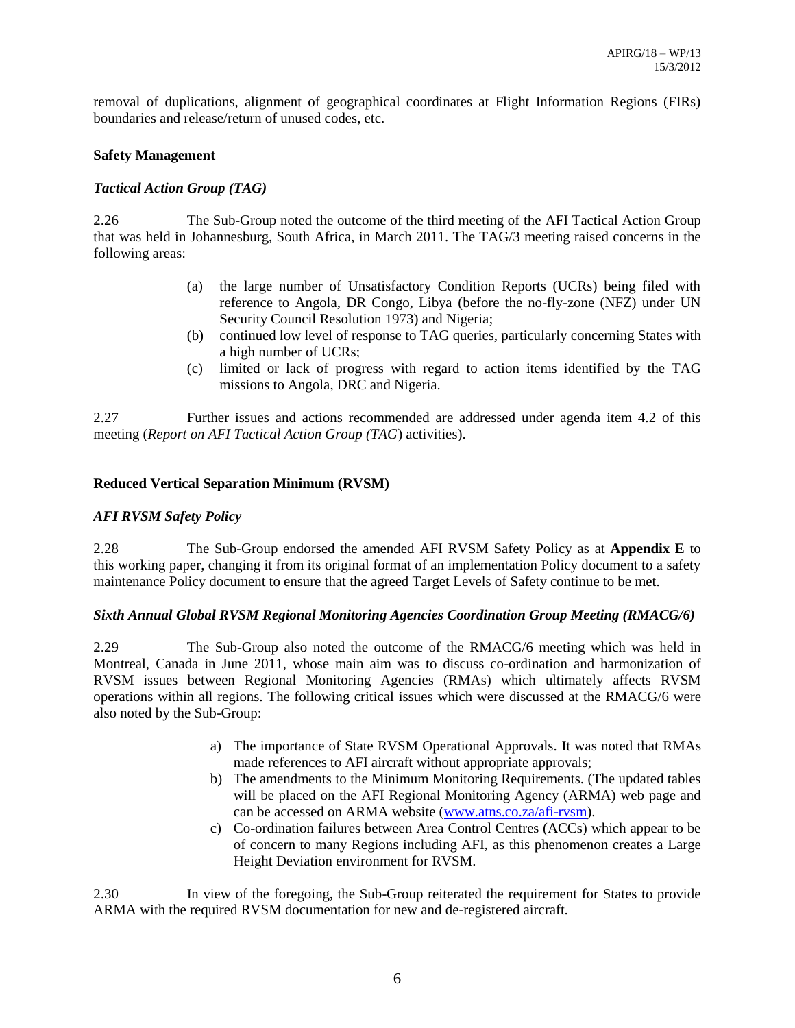removal of duplications, alignment of geographical coordinates at Flight Information Regions (FIRs) boundaries and release/return of unused codes, etc.

**Safety Management**

***Tactical Action Group (TAG)***

2.26 The Sub-Group noted the outcome of the third meeting of the AFI Tactical Action Group that was held in Johannesburg, South Africa, in March 2011. The TAG/3 meeting raised concerns in the following areas:

(a) the large number of Unsatisfactory Condition Reports (UCRs) being filed with reference to Angola, DR Congo, Libya (before the no-fly-zone (NFZ) under UN Security Council Resolution 1973) and Nigeria;

(b) continued low level of response to TAG queries, particularly concerning States with a high number of UCRs;

(c) limited or lack of progress with regard to action items identified by the TAG missions to Angola, DRC and Nigeria.

2.27 Further issues and actions recommended are addressed under agenda item 4.2 of this meeting (*Report on AFI Tactical Action Group (TAG)* activities).

**Reduced Vertical Separation Minimum (RVSM)**

***AFI RVSM Safety Policy***

2.28 The Sub-Group endorsed the amended AFI RVSM Safety Policy as at **Appendix E** to this working paper, changing it from its original format of an implementation Policy document to a safety maintenance Policy document to ensure that the agreed Target Levels of Safety continue to be met.

***Sixth Annual Global RVSM Regional Monitoring Agencies Coordination Group Meeting (RMACG/6)***

2.29 The Sub-Group also noted the outcome of the RMACG/6 meeting which was held in Montreal, Canada in June 2011, whose main aim was to discuss co-ordination and harmonization of RVSM issues between Regional Monitoring Agencies (RMAs) which ultimately affects RVSM operations within all regions. The following critical issues which were discussed at the RMACG/6 were also noted by the Sub-Group:

a) The importance of State RVSM Operational Approvals. It was noted that RMAs made references to AFI aircraft without appropriate approvals;

b) The amendments to the Minimum Monitoring Requirements. (The updated tables will be placed on the AFI Regional Monitoring Agency (ARMA) web page and can be accessed on ARMA website (www.atns.co.za/afi-rvsm).

c) Co-ordination failures between Area Control Centres (ACCs) which appear to be of concern to many Regions including AFI, as this phenomenon creates a Large Height Deviation environment for RVSM.

2.30 In view of the foregoing, the Sub-Group reiterated the requirement for States to provide ARMA with the required RVSM documentation for new and de-registered aircraft.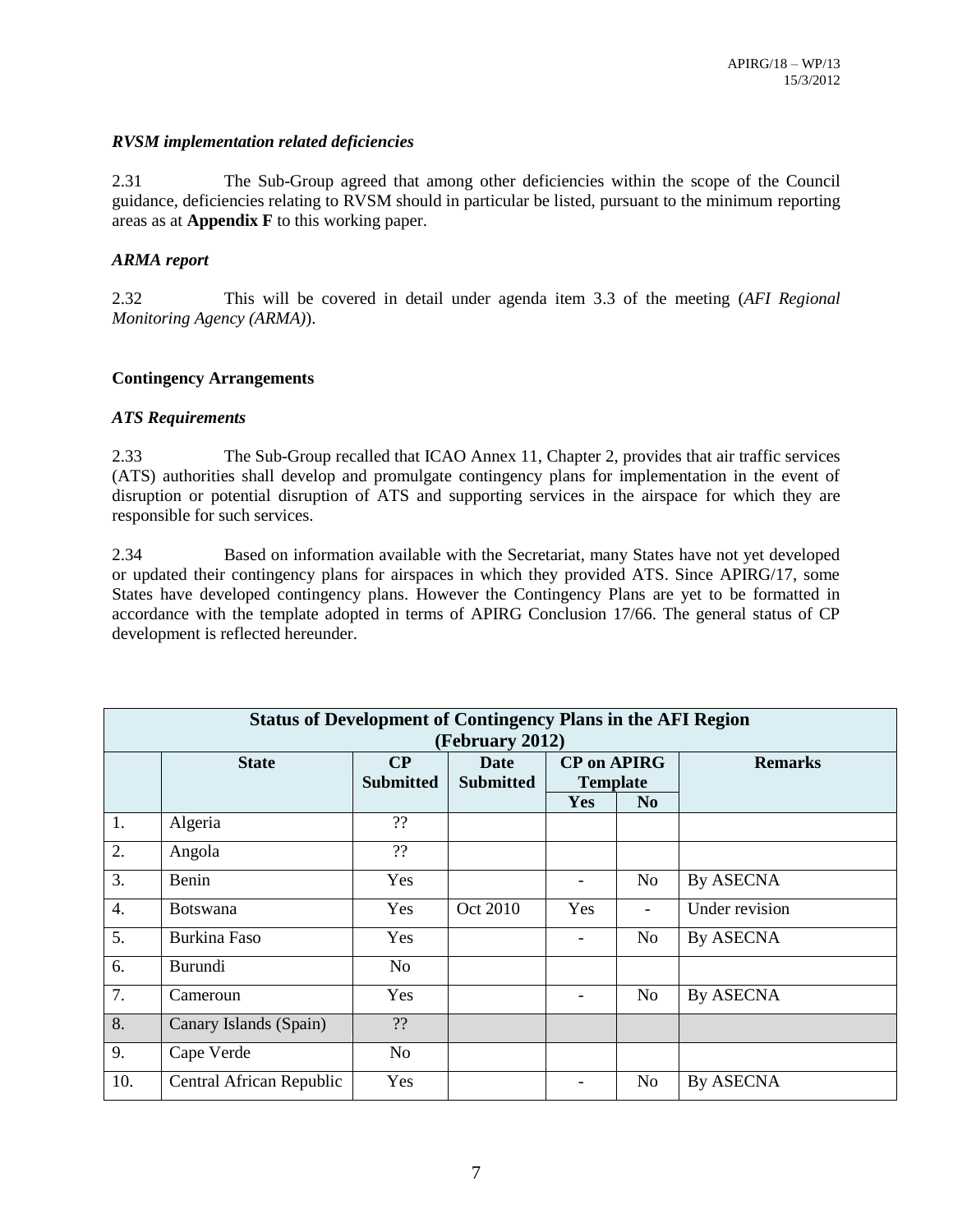### *RVSM implementation related deficiencies*

2.31 The Sub-Group agreed that among other deficiencies within the scope of the Council guidance, deficiencies relating to RVSM should in particular be listed, pursuant to the minimum reporting areas as at **Appendix F** to this working paper.

### *ARMA report*

2.32 This will be covered in detail under agenda item 3.3 of the meeting (*AFI Regional Monitoring Agency (ARMA)*).

## **Contingency Arrangements**

### *ATS Requirements*

2.33 The Sub-Group recalled that ICAO Annex 11, Chapter 2, provides that air traffic services (ATS) authorities shall develop and promulgate contingency plans for implementation in the event of disruption or potential disruption of ATS and supporting services in the airspace for which they are responsible for such services.

2.34 Based on information available with the Secretariat, many States have not yet developed or updated their contingency plans for airspaces in which they provided ATS. Since APIRG/17, some States have developed contingency plans. However the Contingency Plans are yet to be formatted in accordance with the template adopted in terms of APIRG Conclusion 17/66. The general status of CP development is reflected hereunder.

| **Status of Development of Contingency Plans in the AFI Region (February 2012)** | | | | | | |
|---|---|---|---|---|---|---|
| | **State** | **CP Submitted** | **Date Submitted** | **CP on APIRG Template** | | **Remarks** |
| | | | | **Yes** | **No** | |
| 1. | Algeria | ?? | | | | |
| 2. | Angola | ?? | | | | |
| 3. | Benin | Yes | | - | No | By ASECNA |
| 4. | Botswana | Yes | Oct 2010 | Yes | - | Under revision |
| 5. | Burkina Faso | Yes | | - | No | By ASECNA |
| 6. | Burundi | No | | | | |
| 7. | Cameroun | Yes | | - | No | By ASECNA |
| 8. | Canary Islands (Spain) | ?? | | | | |
| 9. | Cape Verde | No | | | | |
| 10. | Central African Republic | Yes | | - | No | By ASECNA |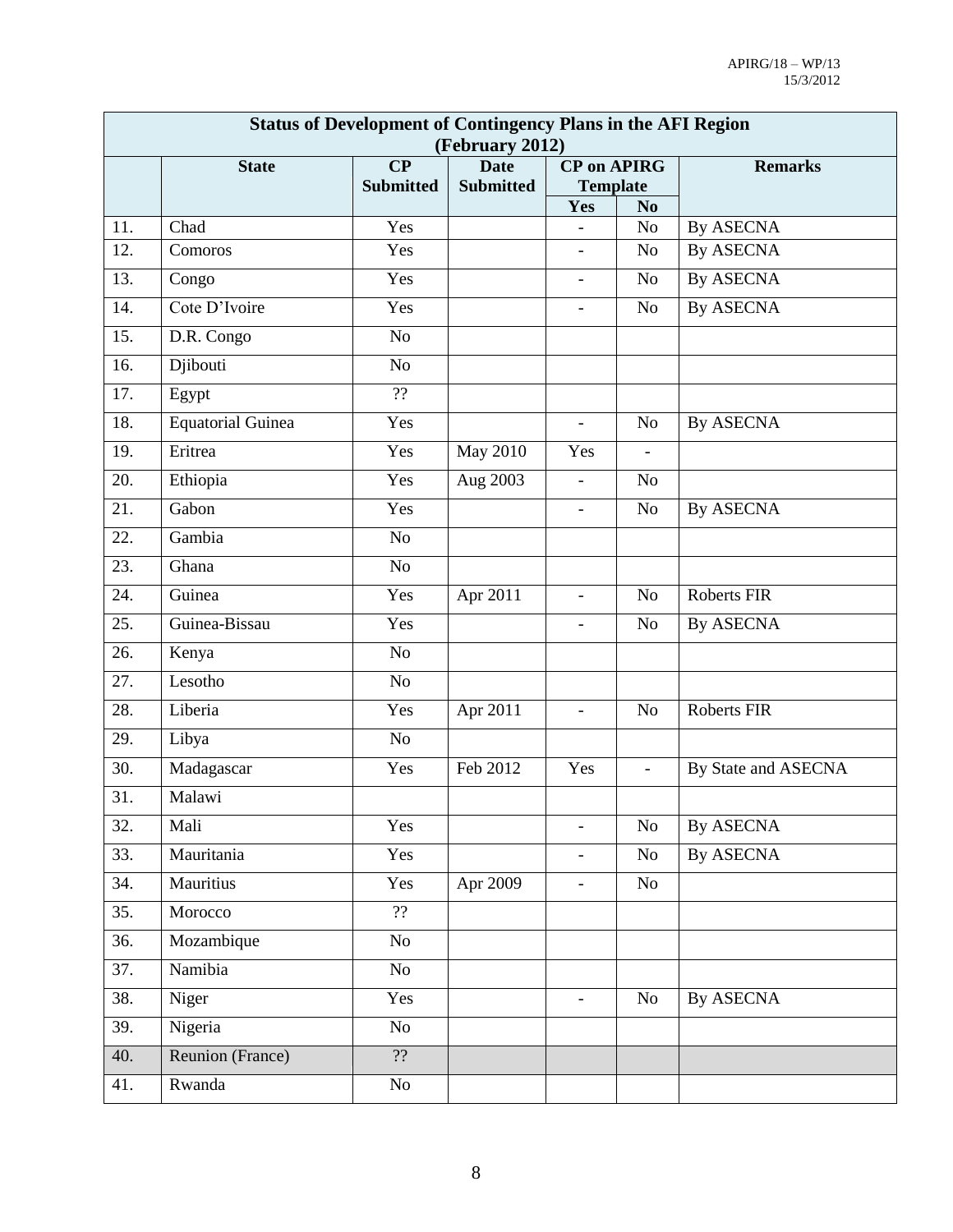| Status of Development of Contingency Plans in the AFI Region (February 2012) | | | | | | |
|---|---|---|---|---|---|---|
| | State | CP Submitted | Date Submitted | CP on APIRG Template | | Remarks |
| | | | | Yes | No | |
| 11. | Chad | Yes | | - | No | By ASECNA |
| 12. | Comoros | Yes | | - | No | By ASECNA |
| 13. | Congo | Yes | | - | No | By ASECNA |
| 14. | Cote D'Ivoire | Yes | | - | No | By ASECNA |
| 15. | D.R. Congo | No | | | | |
| 16. | Djibouti | No | | | | |
| 17. | Egypt | ?? | | | | |
| 18. | Equatorial Guinea | Yes | | - | No | By ASECNA |
| 19. | Eritrea | Yes | May 2010 | Yes | - | |
| 20. | Ethiopia | Yes | Aug 2003 | - | No | |
| 21. | Gabon | Yes | | - | No | By ASECNA |
| 22. | Gambia | No | | | | |
| 23. | Ghana | No | | | | |
| 24. | Guinea | Yes | Apr 2011 | - | No | Roberts FIR |
| 25. | Guinea-Bissau | Yes | | - | No | By ASECNA |
| 26. | Kenya | No | | | | |
| 27. | Lesotho | No | | | | |
| 28. | Liberia | Yes | Apr 2011 | - | No | Roberts FIR |
| 29. | Libya | No | | | | |
| 30. | Madagascar | Yes | Feb 2012 | Yes | - | By State and ASECNA |
| 31. | Malawi | | | | | |
| 32. | Mali | Yes | | - | No | By ASECNA |
| 33. | Mauritania | Yes | | - | No | By ASECNA |
| 34. | Mauritius | Yes | Apr 2009 | - | No | |
| 35. | Morocco | ?? | | | | |
| 36. | Mozambique | No | | | | |
| 37. | Namibia | No | | | | |
| 38. | Niger | Yes | | - | No | By ASECNA |
| 39. | Nigeria | No | | | | |
| 40. | Reunion (France) | ?? | | | | |
| 41. | Rwanda | No | | | | |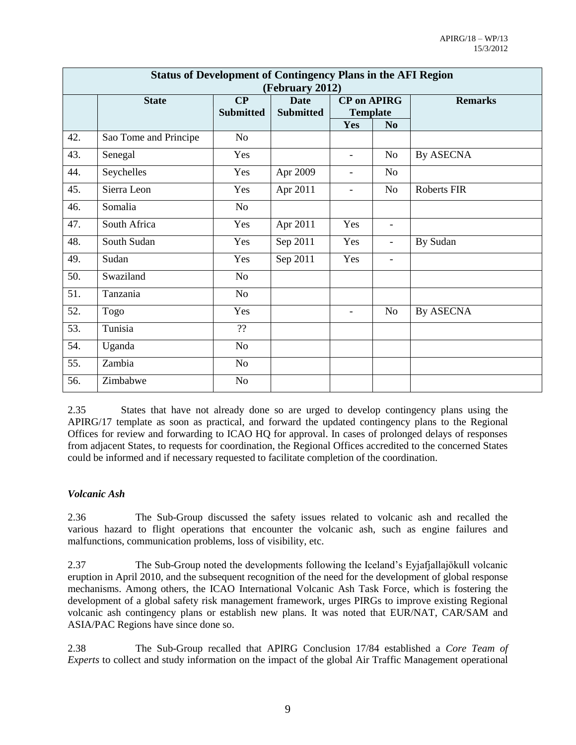| Status of Development of Contingency Plans in the AFI Region (February 2012) | | | | | | |
|---|---|---|---|---|---|---|
| | **State** | **CP Submitted** | **Date Submitted** | **CP on APIRG Template** | | **Remarks** |
| | | | | **Yes** | **No** | |
| 42. | Sao Tome and Principe | No | | | | |
| 43. | Senegal | Yes | | - | No | By ASECNA |
| 44. | Seychelles | Yes | Apr 2009 | - | No | |
| 45. | Sierra Leon | Yes | Apr 2011 | - | No | Roberts FIR |
| 46. | Somalia | No | | | | |
| 47. | South Africa | Yes | Apr 2011 | Yes | - | |
| 48. | South Sudan | Yes | Sep 2011 | Yes | - | By Sudan |
| 49. | Sudan | Yes | Sep 2011 | Yes | - | |
| 50. | Swaziland | No | | | | |
| 51. | Tanzania | No | | | | |
| 52. | Togo | Yes | | - | No | By ASECNA |
| 53. | Tunisia | ?? | | | | |
| 54. | Uganda | No | | | | |
| 55. | Zambia | No | | | | |
| 56. | Zimbabwe | No | | | | |

2.35 States that have not already done so are urged to develop contingency plans using the APIRG/17 template as soon as practical, and forward the updated contingency plans to the Regional Offices for review and forwarding to ICAO HQ for approval. In cases of prolonged delays of responses from adjacent States, to requests for coordination, the Regional Offices accredited to the concerned States could be informed and if necessary requested to facilitate completion of the coordination.

### *Volcanic Ash*

2.36 The Sub-Group discussed the safety issues related to volcanic ash and recalled the various hazard to flight operations that encounter the volcanic ash, such as engine failures and malfunctions, communication problems, loss of visibility, etc.

2.37 The Sub-Group noted the developments following the Iceland's Eyjafjallajökull volcanic eruption in April 2010, and the subsequent recognition of the need for the development of global response mechanisms. Among others, the ICAO International Volcanic Ash Task Force, which is fostering the development of a global safety risk management framework, urges PIRGs to improve existing Regional volcanic ash contingency plans or establish new plans. It was noted that EUR/NAT, CAR/SAM and ASIA/PAC Regions have since done so.

2.38 The Sub-Group recalled that APIRG Conclusion 17/84 established a *Core Team of Experts* to collect and study information on the impact of the global Air Traffic Management operational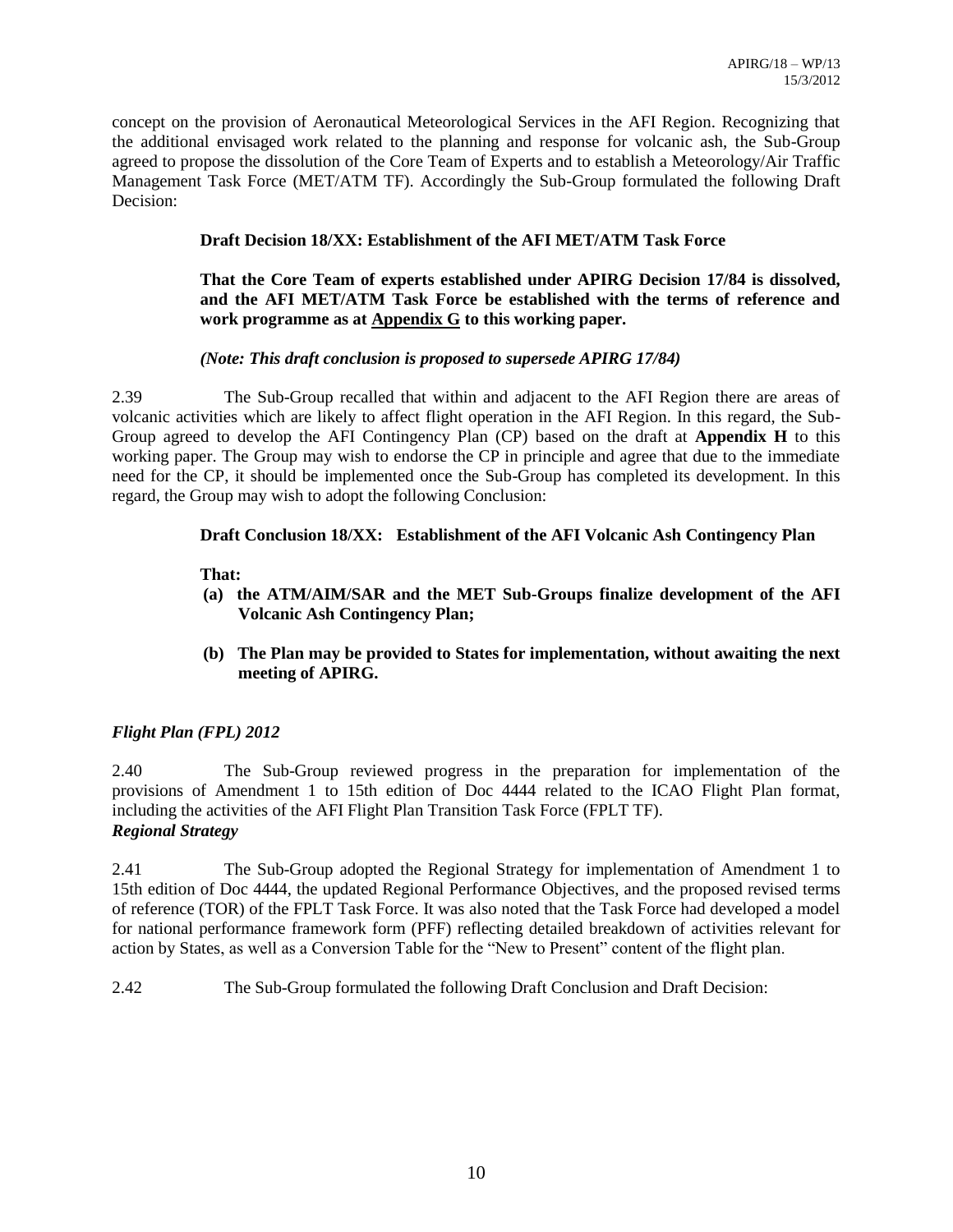concept on the provision of Aeronautical Meteorological Services in the AFI Region. Recognizing that the additional envisaged work related to the planning and response for volcanic ash, the Sub-Group agreed to propose the dissolution of the Core Team of Experts and to establish a Meteorology/Air Traffic Management Task Force (MET/ATM TF). Accordingly the Sub-Group formulated the following Draft Decision:

**Draft Decision 18/XX: Establishment of the AFI MET/ATM Task Force**

**That the Core Team of experts established under APIRG Decision 17/84 is dissolved, and the AFI MET/ATM Task Force be established with the terms of reference and work programme as at Appendix G to this working paper.**

***(Note: This draft conclusion is proposed to supersede APIRG 17/84)***

2.39 The Sub-Group recalled that within and adjacent to the AFI Region there are areas of volcanic activities which are likely to affect flight operation in the AFI Region. In this regard, the Sub-Group agreed to develop the AFI Contingency Plan (CP) based on the draft at **Appendix H** to this working paper. The Group may wish to endorse the CP in principle and agree that due to the immediate need for the CP, it should be implemented once the Sub-Group has completed its development. In this regard, the Group may wish to adopt the following Conclusion:

**Draft Conclusion 18/XX: Establishment of the AFI Volcanic Ash Contingency Plan**

**That:**

**(a) the ATM/AIM/SAR and the MET Sub-Groups finalize development of the AFI Volcanic Ash Contingency Plan;**

**(b) The Plan may be provided to States for implementation, without awaiting the next meeting of APIRG.**

### *Flight Plan (FPL) 2012*

2.40 The Sub-Group reviewed progress in the preparation for implementation of the provisions of Amendment 1 to 15th edition of Doc 4444 related to the ICAO Flight Plan format, including the activities of the AFI Flight Plan Transition Task Force (FPLT TF).

### *Regional Strategy*

2.41 The Sub-Group adopted the Regional Strategy for implementation of Amendment 1 to 15th edition of Doc 4444, the updated Regional Performance Objectives, and the proposed revised terms of reference (TOR) of the FPLT Task Force. It was also noted that the Task Force had developed a model for national performance framework form (PFF) reflecting detailed breakdown of activities relevant for action by States, as well as a Conversion Table for the "New to Present" content of the flight plan.

2.42 The Sub-Group formulated the following Draft Conclusion and Draft Decision: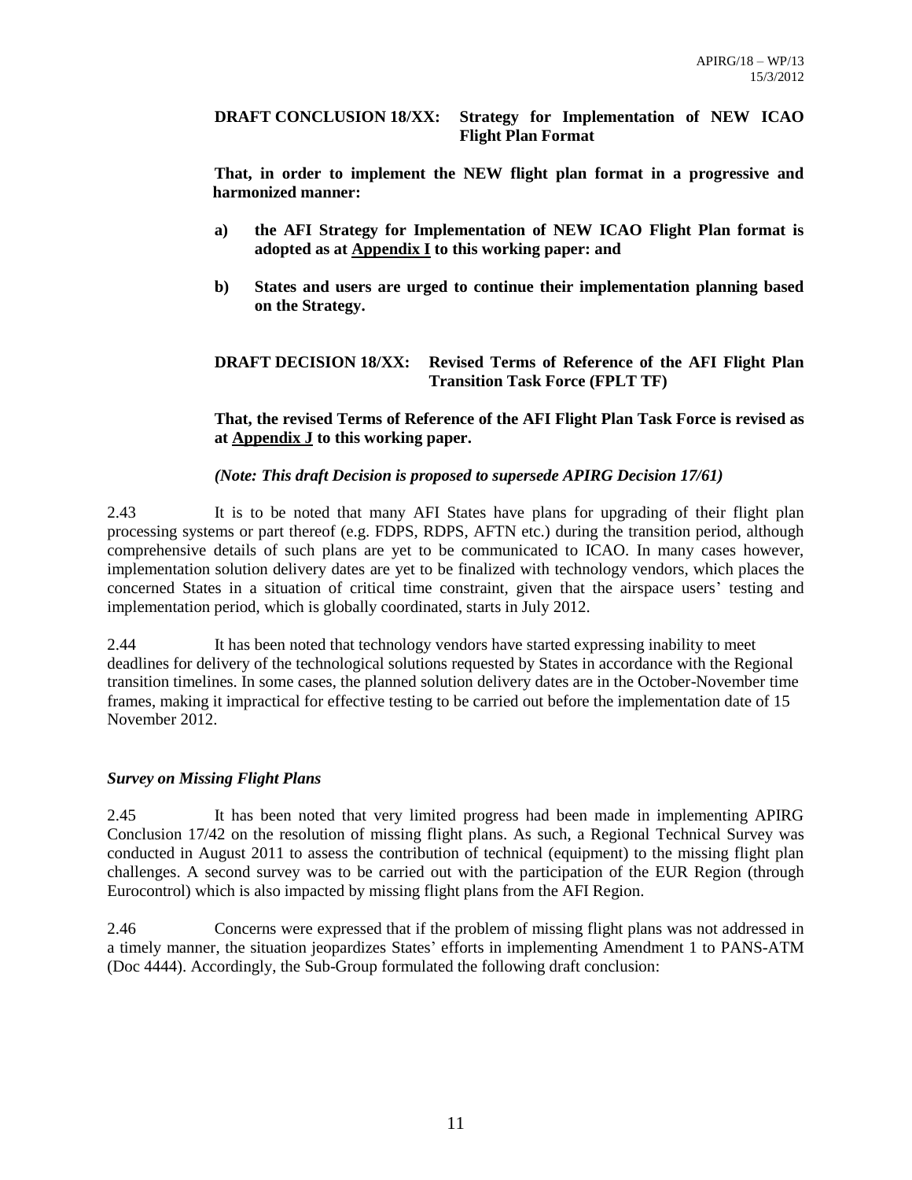**DRAFT CONCLUSION 18/XX: Strategy for Implementation of NEW ICAO Flight Plan Format**

**That, in order to implement the NEW flight plan format in a progressive and harmonized manner:**

**a) the AFI Strategy for Implementation of NEW ICAO Flight Plan format is adopted as at <u>Appendix I</u> to this working paper: and**

**b) States and users are urged to continue their implementation planning based on the Strategy.**

**DRAFT DECISION 18/XX: Revised Terms of Reference of the AFI Flight Plan Transition Task Force (FPLT TF)**

**That, the revised Terms of Reference of the AFI Flight Plan Task Force is revised as at <u>Appendix J</u> to this working paper.**

***(Note: This draft Decision is proposed to supersede APIRG Decision 17/61)***

2.43 It is to be noted that many AFI States have plans for upgrading of their flight plan processing systems or part thereof (e.g. FDPS, RDPS, AFTN etc.) during the transition period, although comprehensive details of such plans are yet to be communicated to ICAO. In many cases however, implementation solution delivery dates are yet to be finalized with technology vendors, which places the concerned States in a situation of critical time constraint, given that the airspace users' testing and implementation period, which is globally coordinated, starts in July 2012.

2.44 It has been noted that technology vendors have started expressing inability to meet deadlines for delivery of the technological solutions requested by States in accordance with the Regional transition timelines. In some cases, the planned solution delivery dates are in the October-November time frames, making it impractical for effective testing to be carried out before the implementation date of 15 November 2012.

***Survey on Missing Flight Plans***

2.45 It has been noted that very limited progress had been made in implementing APIRG Conclusion 17/42 on the resolution of missing flight plans. As such, a Regional Technical Survey was conducted in August 2011 to assess the contribution of technical (equipment) to the missing flight plan challenges. A second survey was to be carried out with the participation of the EUR Region (through Eurocontrol) which is also impacted by missing flight plans from the AFI Region.

2.46 Concerns were expressed that if the problem of missing flight plans was not addressed in a timely manner, the situation jeopardizes States' efforts in implementing Amendment 1 to PANS-ATM (Doc 4444). Accordingly, the Sub-Group formulated the following draft conclusion: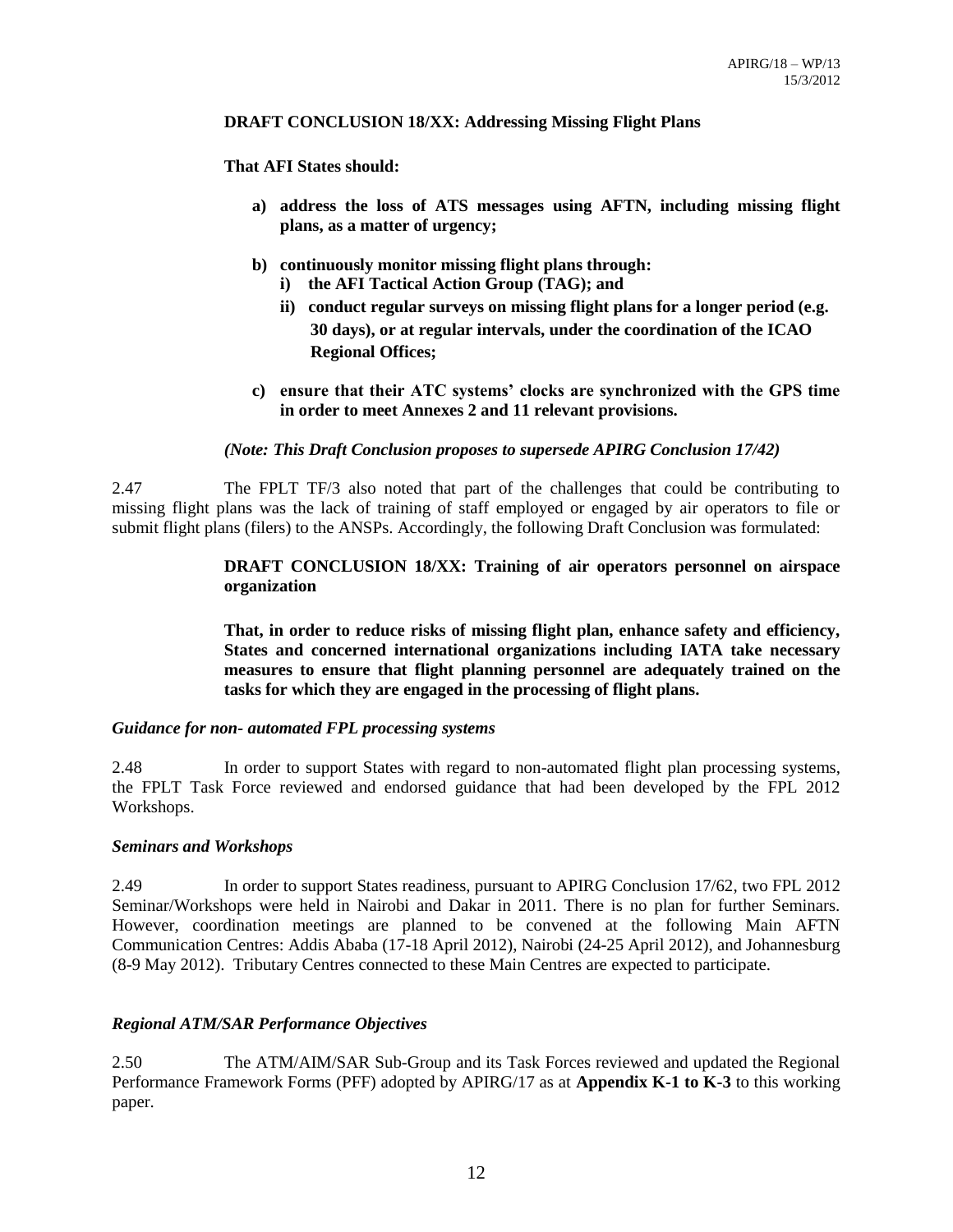**DRAFT CONCLUSION 18/XX: Addressing Missing Flight Plans**

**That AFI States should:**

- **a) address the loss of ATS messages using AFTN, including missing flight plans, as a matter of urgency;**
- **b) continuously monitor missing flight plans through:**
  - **i) the AFI Tactical Action Group (TAG); and**
  - **ii) conduct regular surveys on missing flight plans for a longer period (e.g. 30 days), or at regular intervals, under the coordination of the ICAO Regional Offices;**
- **c) ensure that their ATC systems' clocks are synchronized with the GPS time in order to meet Annexes 2 and 11 relevant provisions.**

***(Note: This Draft Conclusion proposes to supersede APIRG Conclusion 17/42)***

2.47 The FPLT TF/3 also noted that part of the challenges that could be contributing to missing flight plans was the lack of training of staff employed or engaged by air operators to file or submit flight plans (filers) to the ANSPs. Accordingly, the following Draft Conclusion was formulated:

**DRAFT CONCLUSION 18/XX: Training of air operators personnel on airspace organization**

**That, in order to reduce risks of missing flight plan, enhance safety and efficiency, States and concerned international organizations including IATA take necessary measures to ensure that flight planning personnel are adequately trained on the tasks for which they are engaged in the processing of flight plans.**

***Guidance for non- automated FPL processing systems***

2.48 In order to support States with regard to non-automated flight plan processing systems, the FPLT Task Force reviewed and endorsed guidance that had been developed by the FPL 2012 Workshops.

***Seminars and Workshops***

2.49 In order to support States readiness, pursuant to APIRG Conclusion 17/62, two FPL 2012 Seminar/Workshops were held in Nairobi and Dakar in 2011. There is no plan for further Seminars. However, coordination meetings are planned to be convened at the following Main AFTN Communication Centres: Addis Ababa (17-18 April 2012), Nairobi (24-25 April 2012), and Johannesburg (8-9 May 2012). Tributary Centres connected to these Main Centres are expected to participate.

***Regional ATM/SAR Performance Objectives***

2.50 The ATM/AIM/SAR Sub-Group and its Task Forces reviewed and updated the Regional Performance Framework Forms (PFF) adopted by APIRG/17 as at **Appendix K-1 to K-3** to this working paper.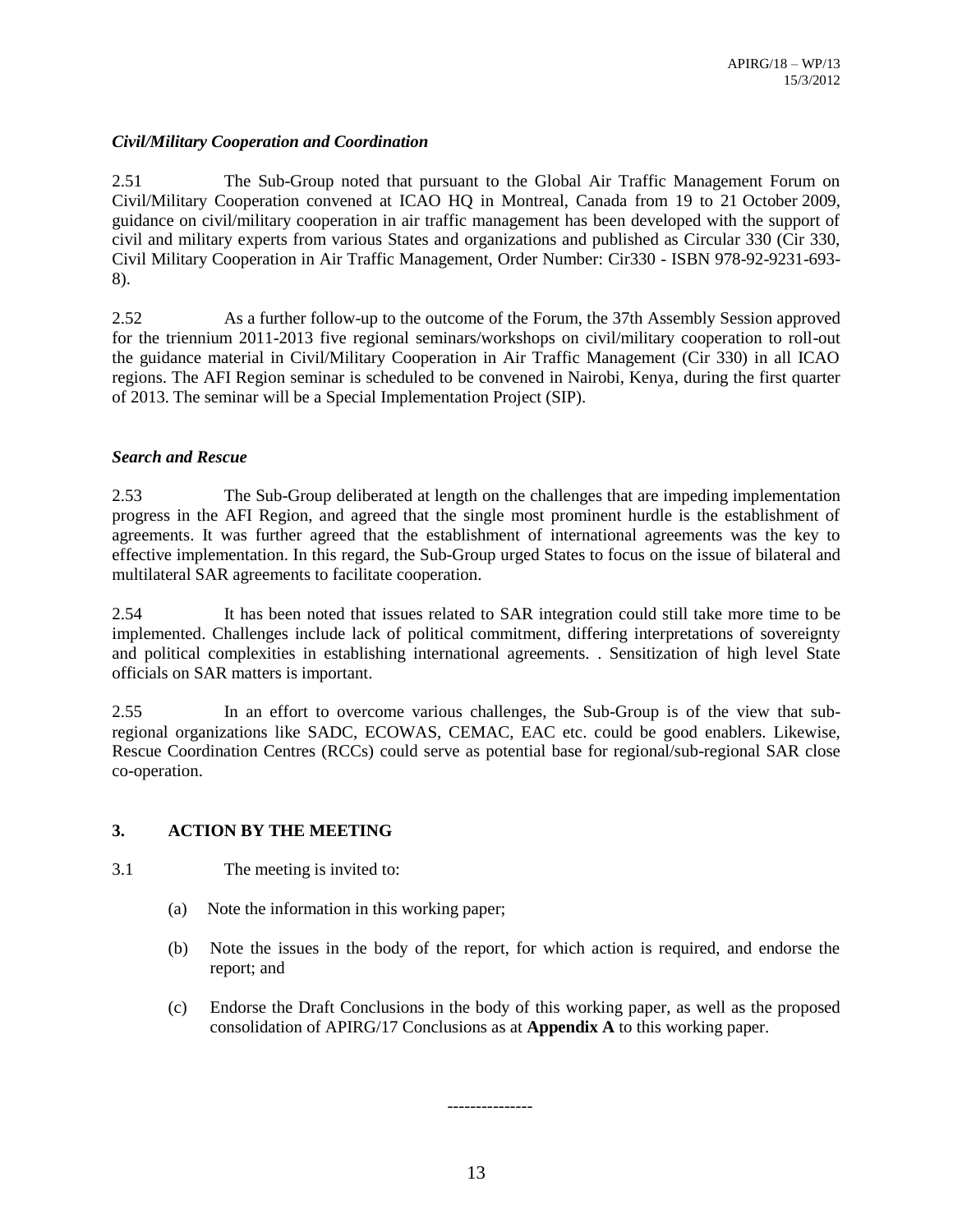*Civil/Military Cooperation and Coordination*

2.51 The Sub-Group noted that pursuant to the Global Air Traffic Management Forum on Civil/Military Cooperation convened at ICAO HQ in Montreal, Canada from 19 to 21 October 2009, guidance on civil/military cooperation in air traffic management has been developed with the support of civil and military experts from various States and organizations and published as Circular 330 (Cir 330, Civil Military Cooperation in Air Traffic Management, Order Number: Cir330 - ISBN 978-92-9231-693-8).

2.52 As a further follow-up to the outcome of the Forum, the 37th Assembly Session approved for the triennium 2011-2013 five regional seminars/workshops on civil/military cooperation to roll-out the guidance material in Civil/Military Cooperation in Air Traffic Management (Cir 330) in all ICAO regions. The AFI Region seminar is scheduled to be convened in Nairobi, Kenya, during the first quarter of 2013. The seminar will be a Special Implementation Project (SIP).

*Search and Rescue*

2.53 The Sub-Group deliberated at length on the challenges that are impeding implementation progress in the AFI Region, and agreed that the single most prominent hurdle is the establishment of agreements. It was further agreed that the establishment of international agreements was the key to effective implementation. In this regard, the Sub-Group urged States to focus on the issue of bilateral and multilateral SAR agreements to facilitate cooperation.

2.54 It has been noted that issues related to SAR integration could still take more time to be implemented. Challenges include lack of political commitment, differing interpretations of sovereignty and political complexities in establishing international agreements. . Sensitization of high level State officials on SAR matters is important.

2.55 In an effort to overcome various challenges, the Sub-Group is of the view that sub-regional organizations like SADC, ECOWAS, CEMAC, EAC etc. could be good enablers. Likewise, Rescue Coordination Centres (RCCs) could serve as potential base for regional/sub-regional SAR close co-operation.

## 3. ACTION BY THE MEETING

3.1 The meeting is invited to:

(a) Note the information in this working paper;

(b) Note the issues in the body of the report, for which action is required, and endorse the report; and

(c) Endorse the Draft Conclusions in the body of this working paper, as well as the proposed consolidation of APIRG/17 Conclusions as at **Appendix A** to this working paper.

---------------